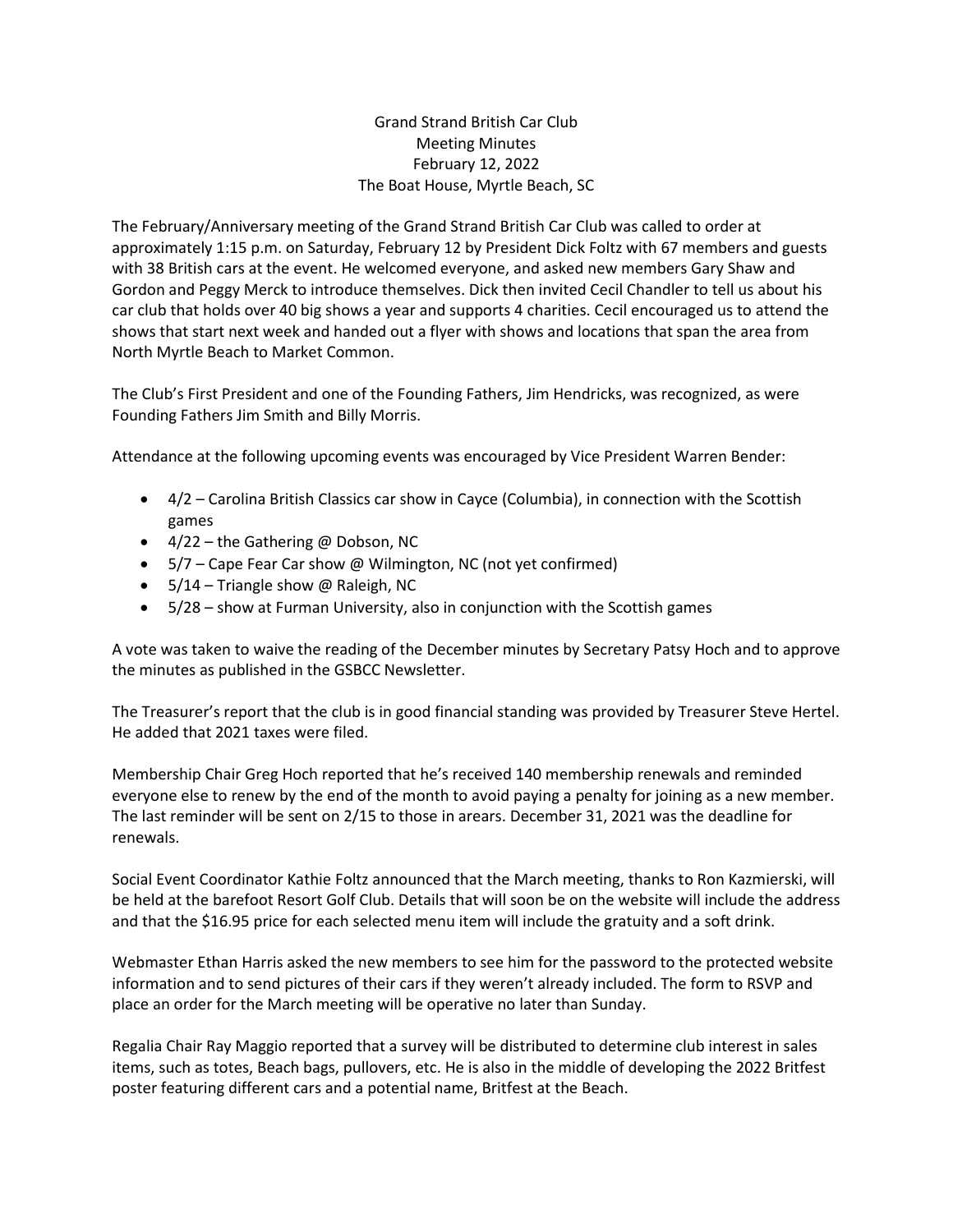# Grand Strand British Car Club
## Meeting Minutes
### February 12, 2022
### The Boat House, Myrtle Beach, SC

The February/Anniversary meeting of the Grand Strand British Car Club was called to order at approximately 1:15 p.m. on Saturday, February 12 by President Dick Foltz with 67 members and guests with 38 British cars at the event. He welcomed everyone, and asked new members Gary Shaw and Gordon and Peggy Merck to introduce themselves. Dick then invited Cecil Chandler to tell us about his car club that holds over 40 big shows a year and supports 4 charities. Cecil encouraged us to attend the shows that start next week and handed out a flyer with shows and locations that span the area from North Myrtle Beach to Market Common.

The Club's First President and one of the Founding Fathers, Jim Hendricks, was recognized, as were Founding Fathers Jim Smith and Billy Morris.

Attendance at the following upcoming events was encouraged by Vice President Warren Bender:

- 4/2 – Carolina British Classics car show in Cayce (Columbia), in connection with the Scottish games
- 4/22 – the Gathering @ Dobson, NC
- 5/7 – Cape Fear Car show @ Wilmington, NC (not yet confirmed)
- 5/14 – Triangle show @ Raleigh, NC
- 5/28 – show at Furman University, also in conjunction with the Scottish games

A vote was taken to waive the reading of the December minutes by Secretary Patsy Hoch and to approve the minutes as published in the GSBCC Newsletter.

The Treasurer's report that the club is in good financial standing was provided by Treasurer Steve Hertel. He added that 2021 taxes were filed.

Membership Chair Greg Hoch reported that he's received 140 membership renewals and reminded everyone else to renew by the end of the month to avoid paying a penalty for joining as a new member. The last reminder will be sent on 2/15 to those in arears. December 31, 2021 was the deadline for renewals.

Social Event Coordinator Kathie Foltz announced that the March meeting, thanks to Ron Kazmierski, will be held at the barefoot Resort Golf Club. Details that will soon be on the website will include the address and that the $16.95 price for each selected menu item will include the gratuity and a soft drink.

Webmaster Ethan Harris asked the new members to see him for the password to the protected website information and to send pictures of their cars if they weren't already included. The form to RSVP and place an order for the March meeting will be operative no later than Sunday.

Regalia Chair Ray Maggio reported that a survey will be distributed to determine club interest in sales items, such as totes, Beach bags, pullovers, etc. He is also in the middle of developing the 2022 Britfest poster featuring different cars and a potential name, Britfest at the Beach.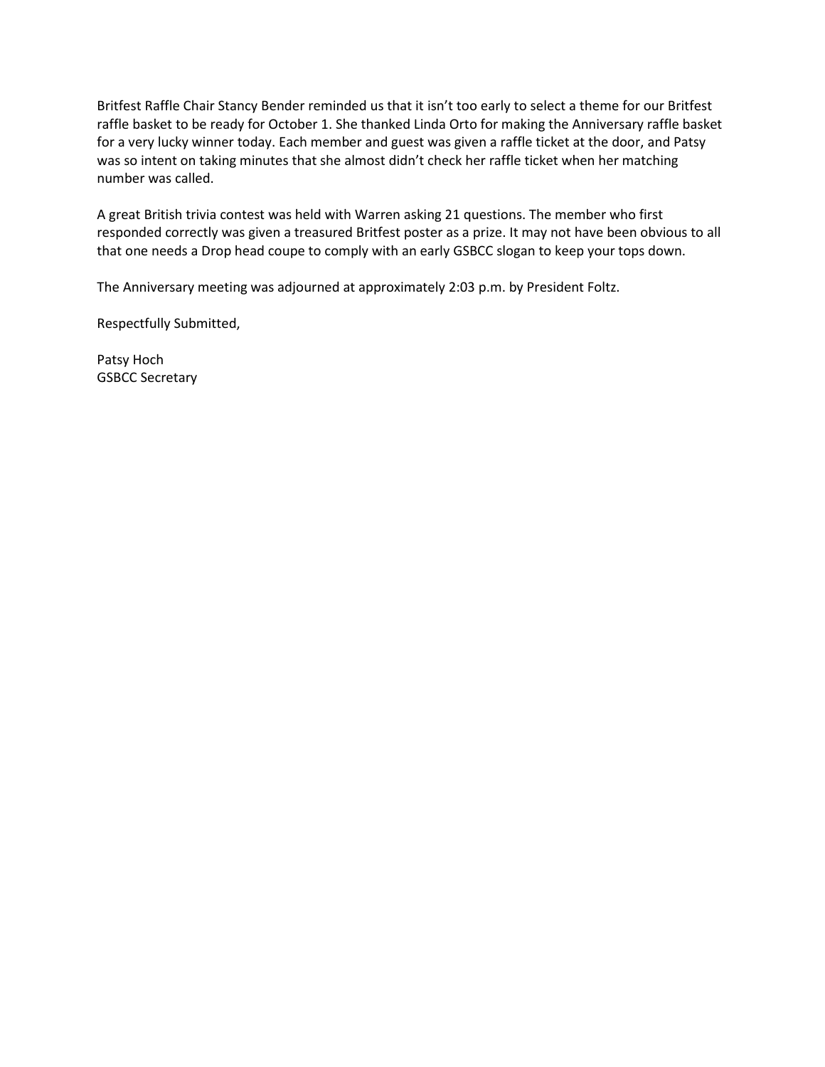Britfest Raffle Chair Stancy Bender reminded us that it isn't too early to select a theme for our Britfest raffle basket to be ready for October 1. She thanked Linda Orto for making the Anniversary raffle basket for a very lucky winner today. Each member and guest was given a raffle ticket at the door, and Patsy was so intent on taking minutes that she almost didn't check her raffle ticket when her matching number was called.

A great British trivia contest was held with Warren asking 21 questions. The member who first responded correctly was given a treasured Britfest poster as a prize. It may not have been obvious to all that one needs a Drop head coupe to comply with an early GSBCC slogan to keep your tops down.

The Anniversary meeting was adjourned at approximately 2:03 p.m. by President Foltz.

Respectfully Submitted,

Patsy Hoch
GSBCC Secretary